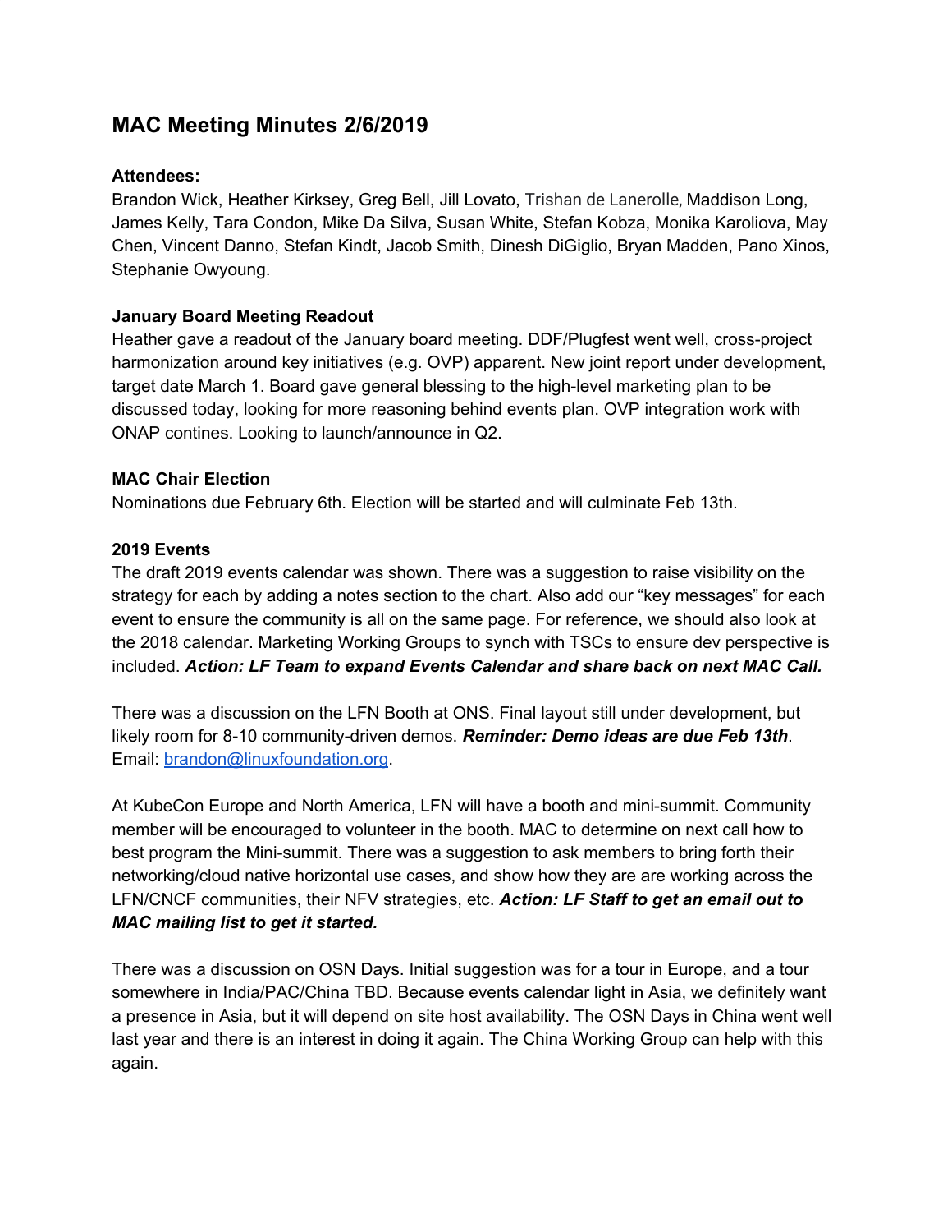# MAC Meeting Minutes 2/6/2019

**Attendees:**
Brandon Wick, Heather Kirksey, Greg Bell, Jill Lovato, Trishan de Lanerolle, Maddison Long, James Kelly, Tara Condon, Mike Da Silva, Susan White, Stefan Kobza, Monika Karoliova, May Chen, Vincent Danno, Stefan Kindt, Jacob Smith, Dinesh DiGiglio, Bryan Madden, Pano Xinos, Stephanie Owyoung.

**January Board Meeting Readout**
Heather gave a readout of the January board meeting. DDF/Plugfest went well, cross-project harmonization around key initiatives (e.g. OVP) apparent. New joint report under development, target date March 1. Board gave general blessing to the high-level marketing plan to be discussed today, looking for more reasoning behind events plan. OVP integration work with ONAP contines. Looking to launch/announce in Q2.

**MAC Chair Election**
Nominations due February 6th. Election will be started and will culminate Feb 13th.

**2019 Events**
The draft 2019 events calendar was shown. There was a suggestion to raise visibility on the strategy for each by adding a notes section to the chart. Also add our "key messages" for each event to ensure the community is all on the same page. For reference, we should also look at the 2018 calendar. Marketing Working Groups to synch with TSCs to ensure dev perspective is included. ***Action: LF Team to expand Events Calendar and share back on next MAC Call.***

There was a discussion on the LFN Booth at ONS. Final layout still under development, but likely room for 8-10 community-driven demos. ***Reminder: Demo ideas are due Feb 13th***. Email: brandon@linuxfoundation.org.

At KubeCon Europe and North America, LFN will have a booth and mini-summit. Community member will be encouraged to volunteer in the booth. MAC to determine on next call how to best program the Mini-summit. There was a suggestion to ask members to bring forth their networking/cloud native horizontal use cases, and show how they are are working across the LFN/CNCF communities, their NFV strategies, etc. ***Action: LF Staff to get an email out to MAC mailing list to get it started.***

There was a discussion on OSN Days. Initial suggestion was for a tour in Europe, and a tour somewhere in India/PAC/China TBD. Because events calendar light in Asia, we definitely want a presence in Asia, but it will depend on site host availability. The OSN Days in China went well last year and there is an interest in doing it again. The China Working Group can help with this again.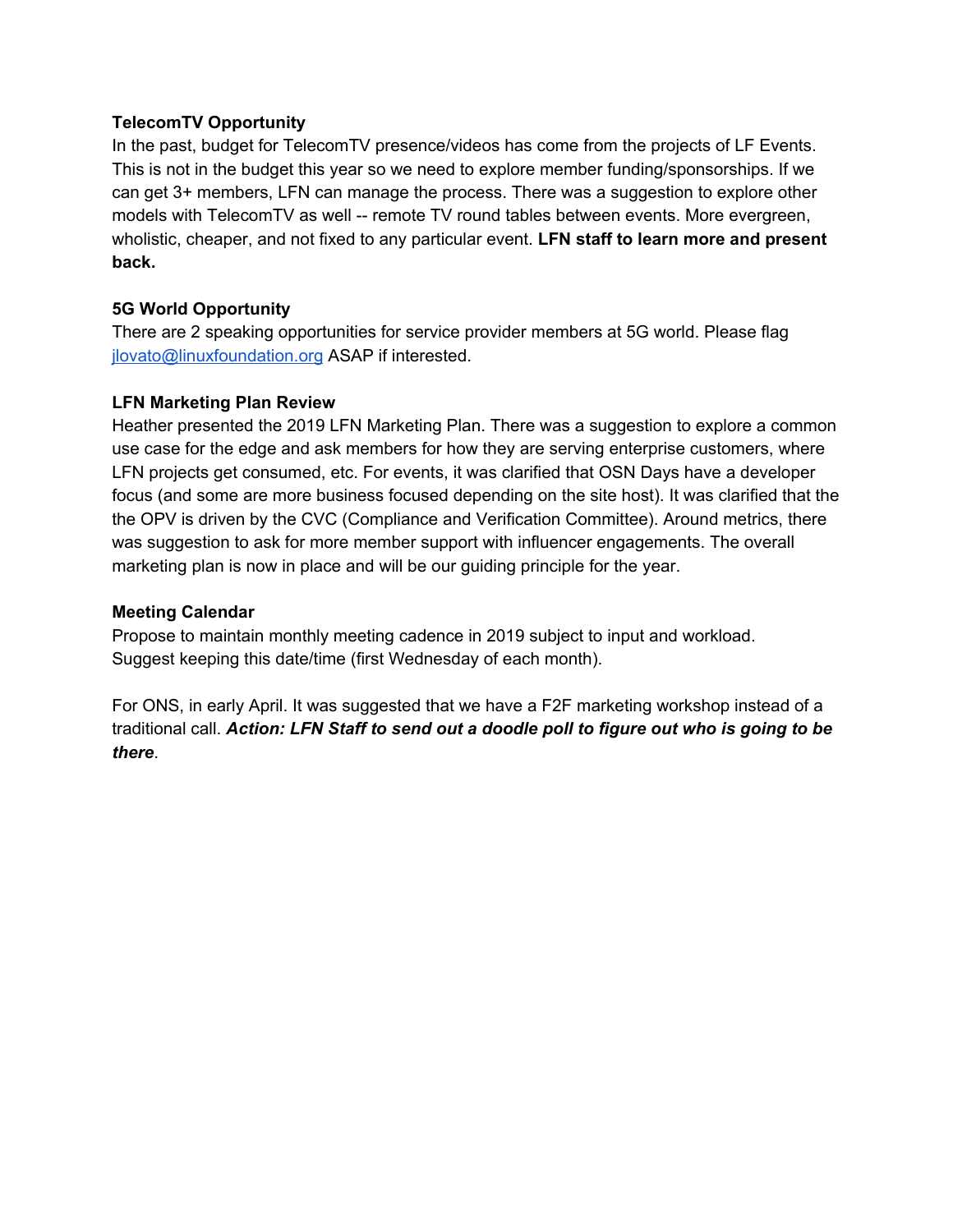**TelecomTV Opportunity**
In the past, budget for TelecomTV presence/videos has come from the projects of LF Events. This is not in the budget this year so we need to explore member funding/sponsorships. If we can get 3+ members, LFN can manage the process. There was a suggestion to explore other models with TelecomTV as well -- remote TV round tables between events. More evergreen, wholistic, cheaper, and not fixed to any particular event. **LFN staff to learn more and present back.**

**5G World Opportunity**
There are 2 speaking opportunities for service provider members at 5G world. Please flag [jlovato@linuxfoundation.org](mailto:jlovato@linuxfoundation.org) ASAP if interested.

**LFN Marketing Plan Review**
Heather presented the 2019 LFN Marketing Plan. There was a suggestion to explore a common use case for the edge and ask members for how they are serving enterprise customers, where LFN projects get consumed, etc. For events, it was clarified that OSN Days have a developer focus (and some are more business focused depending on the site host). It was clarified that the the OPV is driven by the CVC (Compliance and Verification Committee). Around metrics, there was suggestion to ask for more member support with influencer engagements. The overall marketing plan is now in place and will be our guiding principle for the year.

**Meeting Calendar**
Propose to maintain monthly meeting cadence in 2019 subject to input and workload.
Suggest keeping this date/time (first Wednesday of each month).

For ONS, in early April. It was suggested that we have a F2F marketing workshop instead of a traditional call. ***Action: LFN Staff to send out a doodle poll to figure out who is going to be there***.